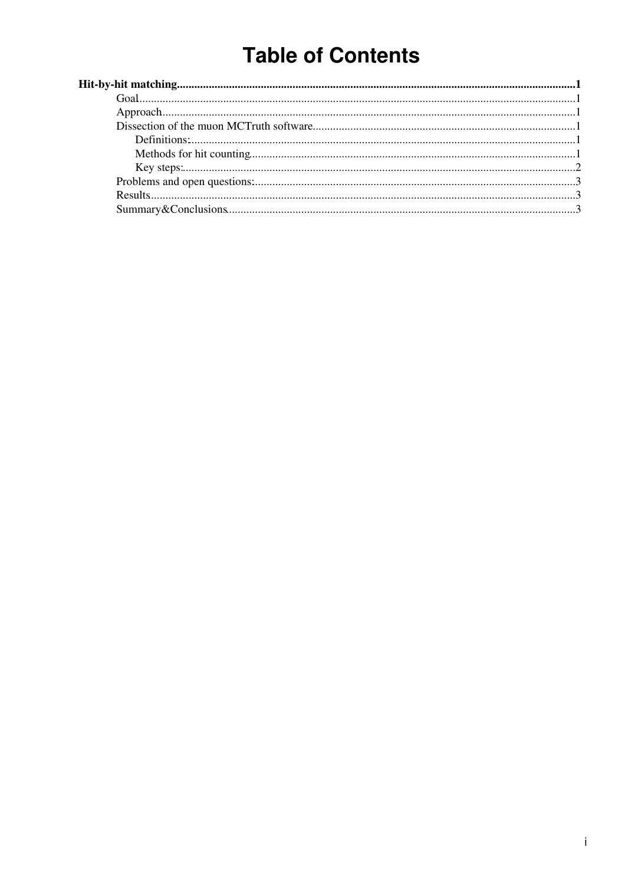# Table of Contents

**Hit-by-hit matching**......................................................................................................................................**1**

- Goal.....................................................................................................................................................1
- Approach.............................................................................................................................................1
- Dissection of the muon MCTruth software..........................................................................................1
  - Definitions:...................................................................................................................................1
  - Methods for hit counting...............................................................................................................1
  - Key steps:......................................................................................................................................2
- Problems and open questions:..............................................................................................................3
- Results.................................................................................................................................................3
- Summary&Conclusions.......................................................................................................................3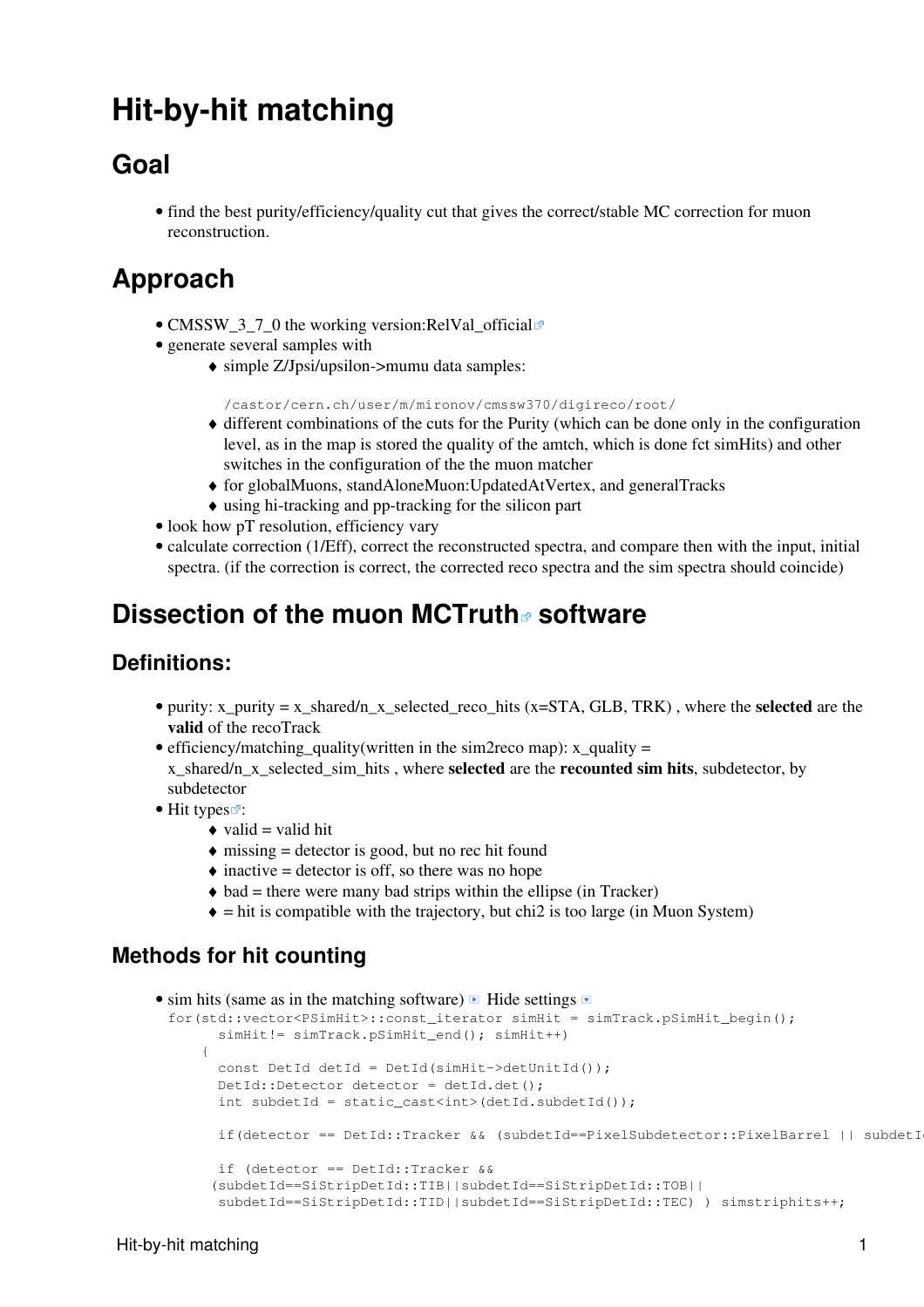# Hit-by-hit matching

## Goal

- find the best purity/efficiency/quality cut that gives the correct/stable MC correction for muon reconstruction.

## Approach

- CMSSW_3_7_0 the working version:RelVal_official
- generate several samples with
  - simple Z/Jpsi/upsilon->mumu data samples:

    ```
    /castor/cern.ch/user/m/mironov/cmssw370/digireco/root/
    ```
  - different combinations of the cuts for the Purity (which can be done only in the configuration level, as in the map is stored the quality of the amtch, which is done fct simHits) and other switches in the configuration of the the muon matcher
  - for globalMuons, standAloneMuon:UpdatedAtVertex, and generalTracks
  - using hi-tracking and pp-tracking for the silicon part
- look how pT resolution, efficiency vary
- calculate correction (1/Eff), correct the reconstructed spectra, and compare then with the input, initial spectra. (if the correction is correct, the corrected reco spectra and the sim spectra should coincide)

# Dissection of the muon MCTruth software

## Definitions:

- purity: x_purity = x_shared/n_x_selected_reco_hits (x=STA, GLB, TRK) , where the **selected** are the **valid** of the recoTrack
- efficiency/matching_quality(written in the sim2reco map): x_quality = x_shared/n_x_selected_sim_hits , where **selected** are the **recounted sim hits**, subdetector, by subdetector
- Hit types:
  - valid = valid hit
  - missing = detector is good, but no rec hit found
  - inactive = detector is off, so there was no hope
  - bad = there were many bad strips within the ellipse (in Tracker)
  - = hit is compatible with the trajectory, but chi2 is too large (in Muon System)

## Methods for hit counting

- sim hits (same as in the matching software) Hide settings

```
for(std::vector<PSimHit>::const_iterator simHit = simTrack.pSimHit_begin();
      simHit!= simTrack.pSimHit_end(); simHit++)
     {
      const DetId detId = DetId(simHit->detUnitId());
      DetId::Detector detector = detId.det();
      int subdetId = static_cast<int>(detId.subdetId());

      if(detector == DetId::Tracker && (subdetId==PixelSubdetector::PixelBarrel || subdetI

      if (detector == DetId::Tracker &&
     (subdetId==SiStripDetId::TIB||subdetId==SiStripDetId::TOB||
      subdetId==SiStripDetId::TID||subdetId==SiStripDetId::TEC) ) simstriphits++;
```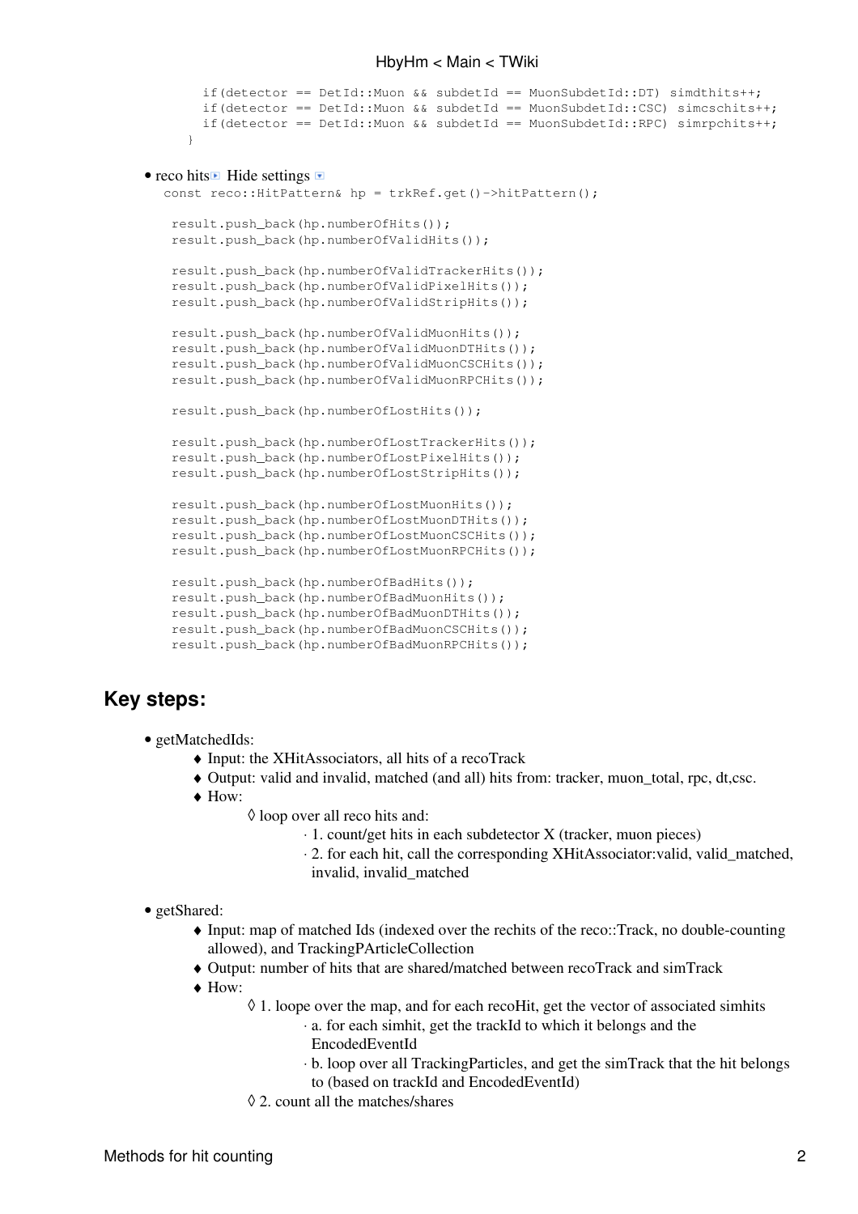```
    if(detector == DetId::Muon && subdetId == MuonSubdetId::DT) simdthits++;
    if(detector == DetId::Muon && subdetId == MuonSubdetId::CSC) simcschits++;
    if(detector == DetId::Muon && subdetId == MuonSubdetId::RPC) simrpchits++;
  }
```

- reco hits Hide settings

```
const reco::HitPattern& hp = trkRef.get()->hitPattern();

 result.push_back(hp.numberOfHits());
 result.push_back(hp.numberOfValidHits());

 result.push_back(hp.numberOfValidTrackerHits());
 result.push_back(hp.numberOfValidPixelHits());
 result.push_back(hp.numberOfValidStripHits());

 result.push_back(hp.numberOfValidMuonHits());
 result.push_back(hp.numberOfValidMuonDTHits());
 result.push_back(hp.numberOfValidMuonCSCHits());
 result.push_back(hp.numberOfValidMuonRPCHits());

 result.push_back(hp.numberOfLostHits());

 result.push_back(hp.numberOfLostTrackerHits());
 result.push_back(hp.numberOfLostPixelHits());
 result.push_back(hp.numberOfLostStripHits());

 result.push_back(hp.numberOfLostMuonHits());
 result.push_back(hp.numberOfLostMuonDTHits());
 result.push_back(hp.numberOfLostMuonCSCHits());
 result.push_back(hp.numberOfLostMuonRPCHits());

 result.push_back(hp.numberOfBadHits());
 result.push_back(hp.numberOfBadMuonHits());
 result.push_back(hp.numberOfBadMuonDTHits());
 result.push_back(hp.numberOfBadMuonCSCHits());
 result.push_back(hp.numberOfBadMuonRPCHits());
```

## Key steps:

- getMatchedIds:
  - Input: the XHitAssociators, all hits of a recoTrack
  - Output: valid and invalid, matched (and all) hits from: tracker, muon_total, rpc, dt,csc.
  - How:
    - loop over all reco hits and:
      - 1. count/get hits in each subdetector X (tracker, muon pieces)
      - 2. for each hit, call the corresponding XHitAssociator:valid, valid_matched, invalid, invalid_matched
- getShared:
  - Input: map of matched Ids (indexed over the rechits of the reco::Track, no double-counting allowed), and TrackingPArticleCollection
  - Output: number of hits that are shared/matched between recoTrack and simTrack
  - How:
    - 1. loope over the map, and for each recoHit, get the vector of associated simhits
      - a. for each simhit, get the trackId to which it belongs and the EncodedEventId
      - b. loop over all TrackingParticles, and get the simTrack that the hit belongs to (based on trackId and EncodedEventId)
    - 2. count all the matches/shares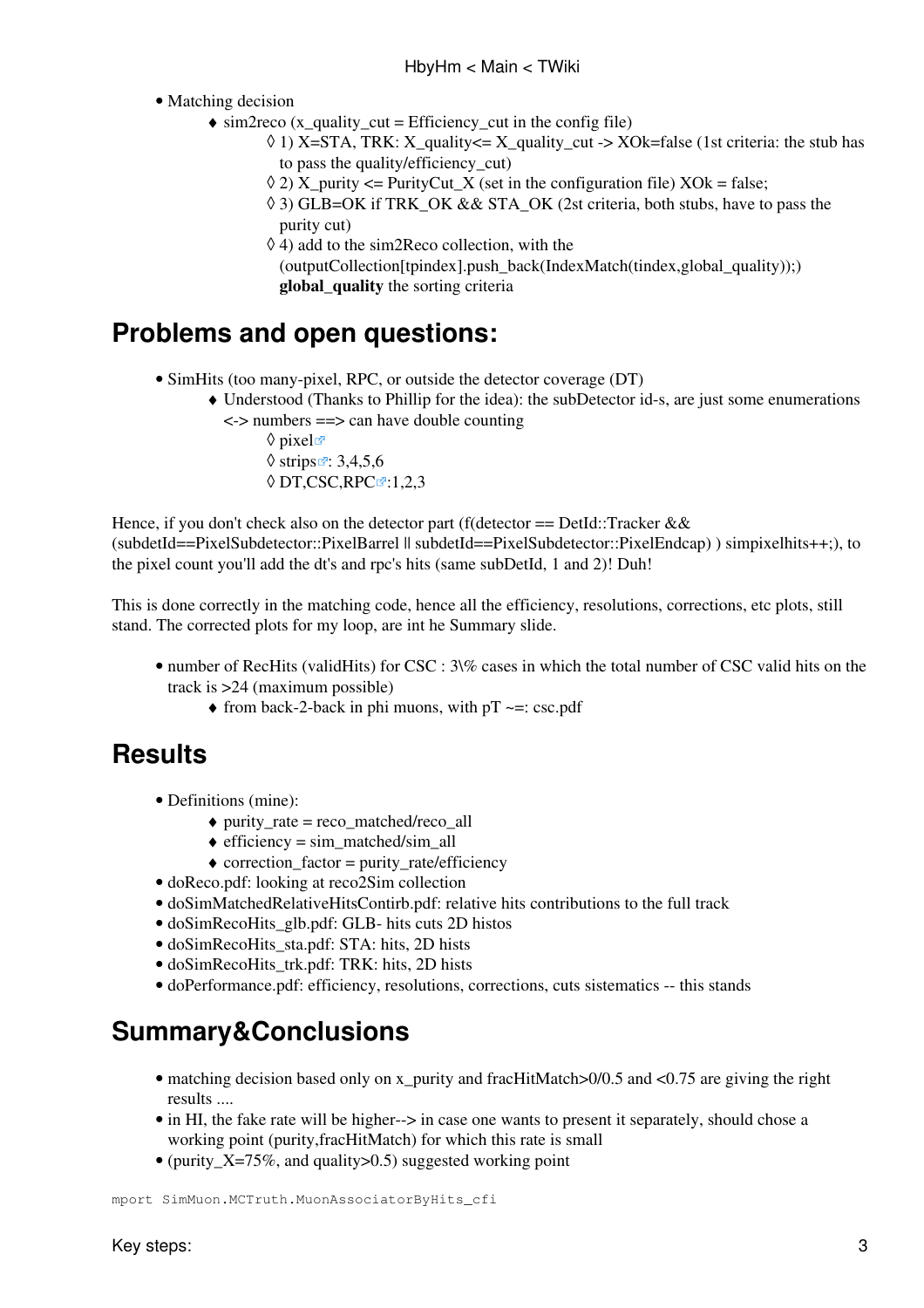- Matching decision
    - sim2reco (x_quality_cut = Efficiency_cut in the config file)
        - ◊ 1) X=STA, TRK: X_quality<= X_quality_cut -> XOk=false (1st criteria: the stub has to pass the quality/efficiency_cut)
        - ◊ 2) X_purity <= PurityCut_X (set in the configuration file) XOk = false;
        - ◊ 3) GLB=OK if TRK_OK && STA_OK (2st criteria, both stubs, have to pass the purity cut)
        - ◊ 4) add to the sim2Reco collection, with the (outputCollection[tpindex].push_back(IndexMatch(tindex,global_quality));) **global_quality** the sorting criteria

## Problems and open questions:

- SimHits (too many-pixel, RPC, or outside the detector coverage (DT)
    - Understood (Thanks to Phillip for the idea): the subDetector id-s, are just some enumerations <-> numbers ==> can have double counting
        - ◊ pixel
        - ◊ strips: 3,4,5,6
        - ◊ DT,CSC,RPC:1,2,3

Hence, if you don't check also on the detector part (f(detector == DetId::Tracker && (subdetId==PixelSubdetector::PixelBarrel || subdetId==PixelSubdetector::PixelEndcap) ) simpixelhits++;), to the pixel count you'll add the dt's and rpc's hits (same subDetId, 1 and 2)! Duh!

This is done correctly in the matching code, hence all the efficiency, resolutions, corrections, etc plots, still stand. The corrected plots for my loop, are int he Summary slide.

- number of RecHits (validHits) for CSC : 3\% cases in which the total number of CSC valid hits on the track is >24 (maximum possible)
    - from back-2-back in phi muons, with pT ~=: csc.pdf

## Results

- Definitions (mine):
    - purity_rate = reco_matched/reco_all
    - efficiency = sim_matched/sim_all
    - correction_factor = purity_rate/efficiency
- doReco.pdf: looking at reco2Sim collection
- doSimMatchedRelativeHitsContirb.pdf: relative hits contributions to the full track
- doSimRecoHits_glb.pdf: GLB- hits cuts 2D histos
- doSimRecoHits_sta.pdf: STA: hits, 2D hists
- doSimRecoHits_trk.pdf: TRK: hits, 2D hists
- doPerformance.pdf: efficiency, resolutions, corrections, cuts sistematics -- this stands

## Summary&Conclusions

- matching decision based only on x_purity and fracHitMatch>0/0.5 and <0.75 are giving the right results ....
- in HI, the fake rate will be higher--> in case one wants to present it separately, should chose a working point (purity,fracHitMatch) for which this rate is small
- (purity_X=75%, and quality>0.5) suggested working point

```
mport SimMuon.MCTruth.MuonAssociatorByHits_cfi
```

Key steps: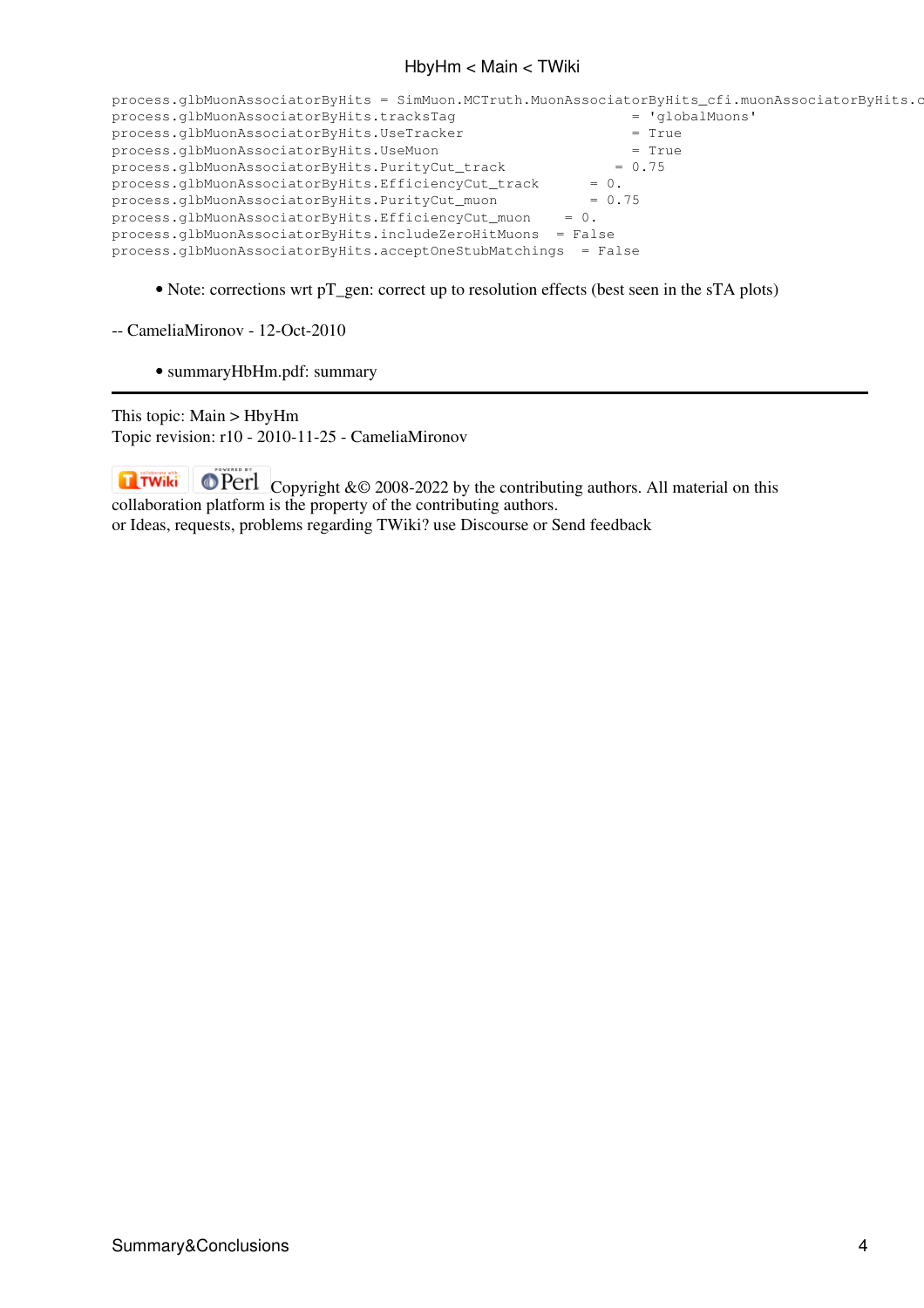```
process.glbMuonAssociatorByHits = SimMuon.MCTruth.MuonAssociatorByHits_cfi.muonAssociatorByHits.c
process.glbMuonAssociatorByHits.tracksTag                     = 'globalMuons'
process.glbMuonAssociatorByHits.UseTracker                    = True
process.glbMuonAssociatorByHits.UseMuon                       = True
process.glbMuonAssociatorByHits.PurityCut_track             = 0.75
process.glbMuonAssociatorByHits.EfficiencyCut_track      = 0.
process.glbMuonAssociatorByHits.PurityCut_muon           = 0.75
process.glbMuonAssociatorByHits.EfficiencyCut_muon    = 0.
process.glbMuonAssociatorByHits.includeZeroHitMuons  = False
process.glbMuonAssociatorByHits.acceptOneStubMatchings  = False
```

- Note: corrections wrt pT_gen: correct up to resolution effects (best seen in the sTA plots)

-- CameliaMironov - 12-Oct-2010

- summaryHbHm.pdf: summary

---

This topic: Main > HbyHm
Topic revision: r10 - 2010-11-25 - CameliaMironov

Copyright &© 2008-2022 by the contributing authors. All material on this collaboration platform is the property of the contributing authors.
or Ideas, requests, problems regarding TWiki? use Discourse or Send feedback